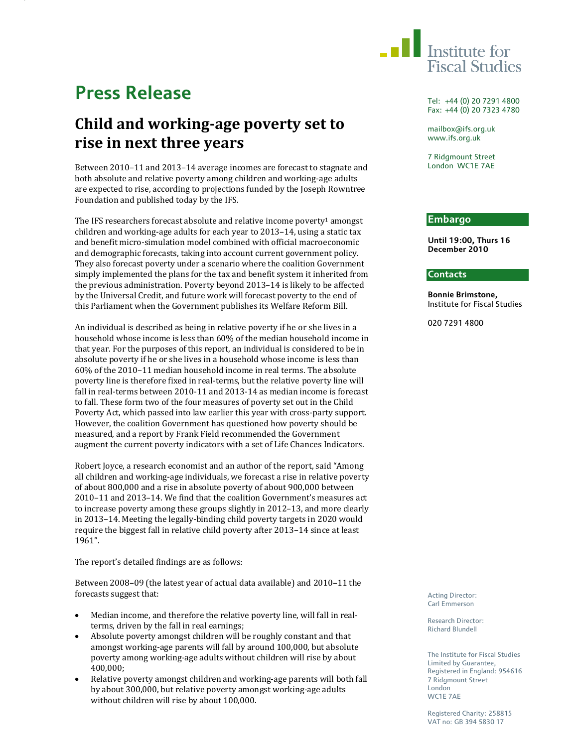# Press Release

## Child and working-age poverty set to rise in next three years

Between 2010–11 and 2013–14 average incomes are forecast to stagnate and both absolute and relative poverty among children and working-age adults are expected to rise, according to projections funded by the Joseph Rowntree Foundation and published today by the IFS.

The IFS researchers forecast absolute and relative income poverty[1] amongst children and working-age adults for each year to 2013–14, using a static tax and benefit micro-simulation model combined with official macroeconomic and demographic forecasts, taking into account current government policy. They also forecast poverty under a scenario where the coalition Government simply implemented the plans for the tax and benefit system it inherited from the previous administration. Poverty beyond 2013–14 is likely to be affected by the Universal Credit, and future work will forecast poverty to the end of this Parliament when the Government publishes its Welfare Reform Bill.

An individual is described as being in relative poverty if he or she lives in a household whose income is less than 60% of the median household income in that year. For the purposes of this report, an individual is considered to be in absolute poverty if he or she lives in a household whose income is less than 60% of the 2010–11 median household income in real terms. The absolute poverty line is therefore fixed in real-terms, but the relative poverty line will fall in real-terms between 2010-11 and 2013-14 as median income is forecast to fall. These form two of the four measures of poverty set out in the Child Poverty Act, which passed into law earlier this year with cross-party support. However, the coalition Government has questioned how poverty should be measured, and a report by Frank Field recommended the Government augment the current poverty indicators with a set of Life Chances Indicators.

Robert Joyce, a research economist and an author of the report, said "Among all children and working-age individuals, we forecast a rise in relative poverty of about 800,000 and a rise in absolute poverty of about 900,000 between 2010–11 and 2013–14. We find that the coalition Government's measures act to increase poverty among these groups slightly in 2012–13, and more clearly in 2013–14. Meeting the legally-binding child poverty targets in 2020 would require the biggest fall in relative child poverty after 2013–14 since at least 1961".

The report's detailed findings are as follows:

Between 2008–09 (the latest year of actual data available) and 2010–11 the forecasts suggest that:

- Median income, and therefore the relative poverty line, will fall in real-terms, driven by the fall in real earnings;
- Absolute poverty amongst children will be roughly constant and that amongst working-age parents will fall by around 100,000, but absolute poverty among working-age adults without children will rise by about 400,000;
- Relative poverty amongst children and working-age parents will both fall by about 300,000, but relative poverty amongst working-age adults without children will rise by about 100,000.

Tel: +44 (0) 20 7291 4800
Fax: +44 (0) 20 7323 4780

mailbox@ifs.org.uk
www.ifs.org.uk

7 Ridgmount Street
London WC1E 7AE

**Embargo**

**Until 19:00, Thurs 16 December 2010**

**Contacts**

**Bonnie Brimstone,**
Institute for Fiscal Studies

020 7291 4800

Acting Director:
Carl Emmerson

Research Director:
Richard Blundell

The Institute for Fiscal Studies
Limited by Guarantee,
Registered in England: 954616
7 Ridgmount Street
London
WC1E 7AE

Registered Charity: 258815
VAT no: GB 394 5830 17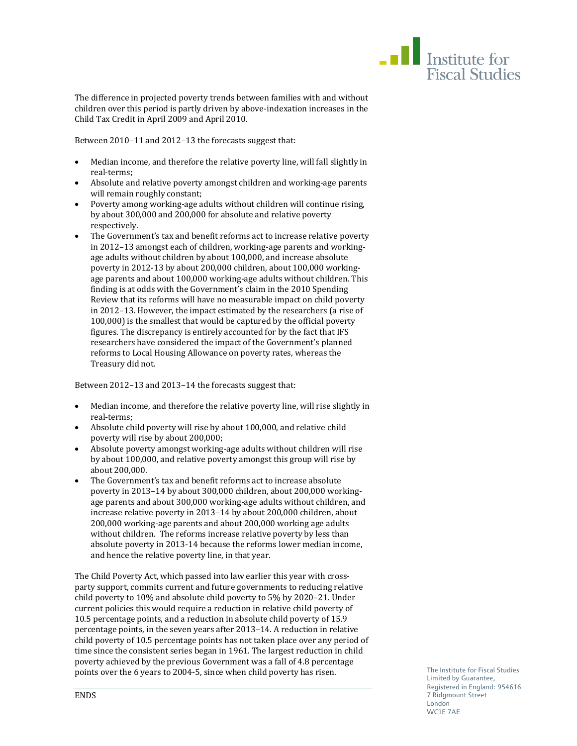The difference in projected poverty trends between families with and without children over this period is partly driven by above-indexation increases in the Child Tax Credit in April 2009 and April 2010.

Between 2010–11 and 2012–13 the forecasts suggest that:

- Median income, and therefore the relative poverty line, will fall slightly in real-terms;
- Absolute and relative poverty amongst children and working-age parents will remain roughly constant;
- Poverty among working-age adults without children will continue rising, by about 300,000 and 200,000 for absolute and relative poverty respectively.
- The Government's tax and benefit reforms act to increase relative poverty in 2012–13 amongst each of children, working-age parents and working-age adults without children by about 100,000, and increase absolute poverty in 2012-13 by about 200,000 children, about 100,000 working-age parents and about 100,000 working-age adults without children. This finding is at odds with the Government's claim in the 2010 Spending Review that its reforms will have no measurable impact on child poverty in 2012–13. However, the impact estimated by the researchers (a rise of 100,000) is the smallest that would be captured by the official poverty figures. The discrepancy is entirely accounted for by the fact that IFS researchers have considered the impact of the Government's planned reforms to Local Housing Allowance on poverty rates, whereas the Treasury did not.

Between 2012–13 and 2013–14 the forecasts suggest that:

- Median income, and therefore the relative poverty line, will rise slightly in real-terms;
- Absolute child poverty will rise by about 100,000, and relative child poverty will rise by about 200,000;
- Absolute poverty amongst working-age adults without children will rise by about 100,000, and relative poverty amongst this group will rise by about 200,000.
- The Government's tax and benefit reforms act to increase absolute poverty in 2013–14 by about 300,000 children, about 200,000 working-age parents and about 300,000 working-age adults without children, and increase relative poverty in 2013–14 by about 200,000 children, about 200,000 working-age parents and about 200,000 working age adults without children. The reforms increase relative poverty by less than absolute poverty in 2013-14 because the reforms lower median income, and hence the relative poverty line, in that year.

The Child Poverty Act, which passed into law earlier this year with cross-party support, commits current and future governments to reducing relative child poverty to 10% and absolute child poverty to 5% by 2020–21. Under current policies this would require a reduction in relative child poverty of 10.5 percentage points, and a reduction in absolute child poverty of 15.9 percentage points, in the seven years after 2013–14. A reduction in relative child poverty of 10.5 percentage points has not taken place over any period of time since the consistent series began in 1961. The largest reduction in child poverty achieved by the previous Government was a fall of 4.8 percentage points over the 6 years to 2004-5, since when child poverty has risen.

ENDS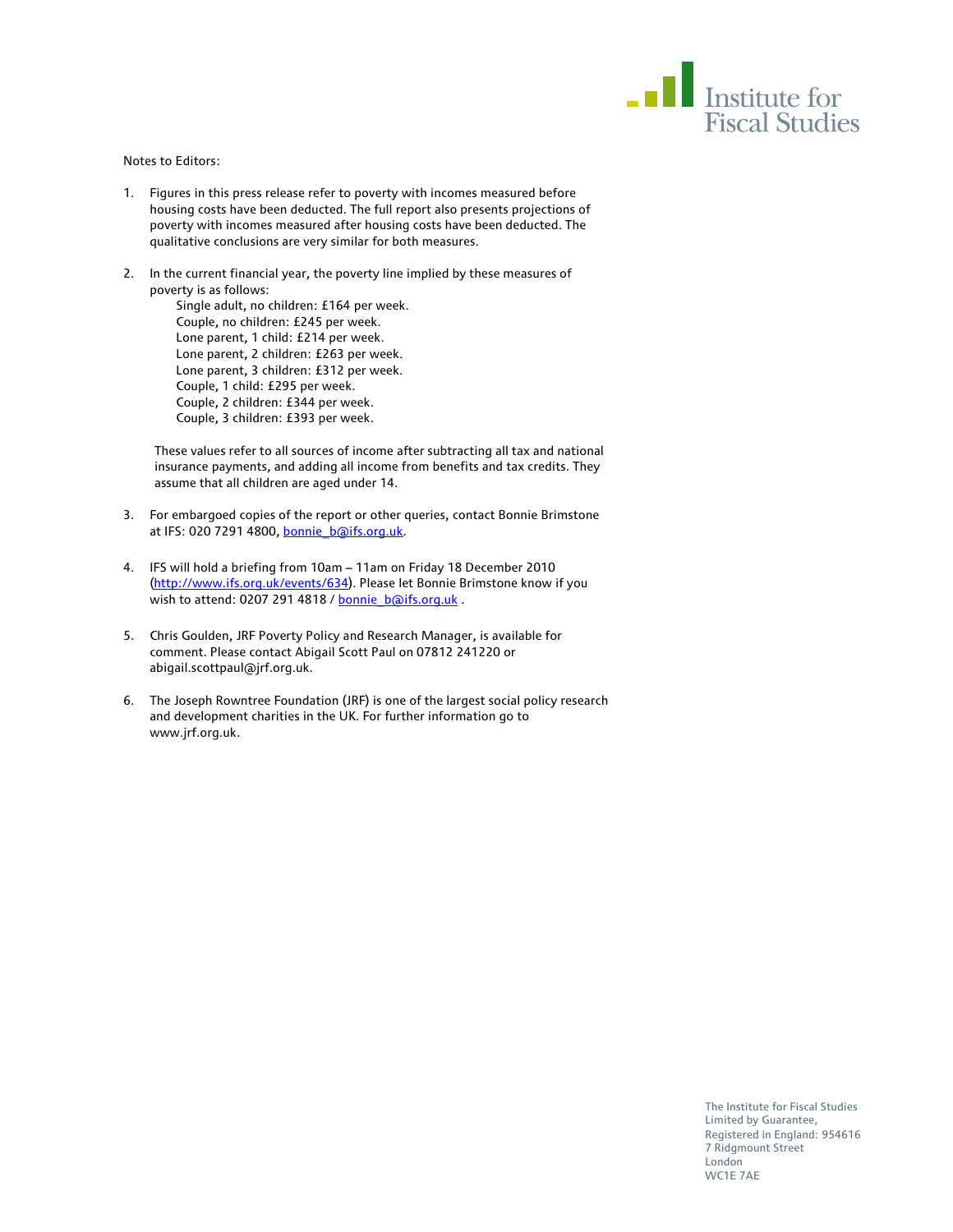Notes to Editors:

1. Figures in this press release refer to poverty with incomes measured before housing costs have been deducted. The full report also presents projections of poverty with incomes measured after housing costs have been deducted. The qualitative conclusions are very similar for both measures.

2. In the current financial year, the poverty line implied by these measures of poverty is as follows:

   Single adult, no children: £164 per week.
   Couple, no children: £245 per week.
   Lone parent, 1 child: £214 per week.
   Lone parent, 2 children: £263 per week.
   Lone parent, 3 children: £312 per week.
   Couple, 1 child: £295 per week.
   Couple, 2 children: £344 per week.
   Couple, 3 children: £393 per week.

   These values refer to all sources of income after subtracting all tax and national insurance payments, and adding all income from benefits and tax credits. They assume that all children are aged under 14.

3. For embargoed copies of the report or other queries, contact Bonnie Brimstone at IFS: 020 7291 4800, bonnie_b@ifs.org.uk.

4. IFS will hold a briefing from 10am – 11am on Friday 18 December 2010 (http://www.ifs.org.uk/events/634). Please let Bonnie Brimstone know if you wish to attend: 0207 291 4818 / bonnie_b@ifs.org.uk .

5. Chris Goulden, JRF Poverty Policy and Research Manager, is available for comment. Please contact Abigail Scott Paul on 07812 241220 or abigail.scottpaul@jrf.org.uk.

6. The Joseph Rowntree Foundation (JRF) is one of the largest social policy research and development charities in the UK. For further information go to www.jrf.org.uk.